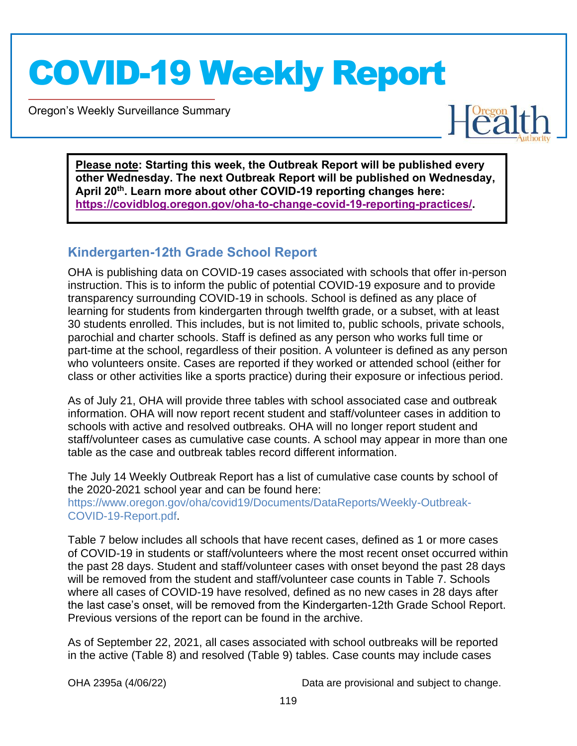# COVID-19 Weekly Report

Oregon's Weekly Surveillance Summary

**Please note: Starting this week, the Outbreak Report will be published every other Wednesday. The next Outbreak Report will be published on Wednesday, April 20th. Learn more about other COVID-19 reporting changes here: https://covidblog.oregon.gov/oha-to-change-covid-19-reporting-practices/.**

## Kindergarten-12th Grade School Report

OHA is publishing data on COVID-19 cases associated with schools that offer in-person instruction. This is to inform the public of potential COVID-19 exposure and to provide transparency surrounding COVID-19 in schools. School is defined as any place of learning for students from kindergarten through twelfth grade, or a subset, with at least 30 students enrolled. This includes, but is not limited to, public schools, private schools, parochial and charter schools. Staff is defined as any person who works full time or part-time at the school, regardless of their position. A volunteer is defined as any person who volunteers onsite. Cases are reported if they worked or attended school (either for class or other activities like a sports practice) during their exposure or infectious period.

As of July 21, OHA will provide three tables with school associated case and outbreak information. OHA will now report recent student and staff/volunteer cases in addition to schools with active and resolved outbreaks. OHA will no longer report student and staff/volunteer cases as cumulative case counts. A school may appear in more than one table as the case and outbreak tables record different information.

The July 14 Weekly Outbreak Report has a list of cumulative case counts by school of the 2020-2021 school year and can be found here: https://www.oregon.gov/oha/covid19/Documents/DataReports/Weekly-Outbreak-COVID-19-Report.pdf.

Table 7 below includes all schools that have recent cases, defined as 1 or more cases of COVID-19 in students or staff/volunteers where the most recent onset occurred within the past 28 days. Student and staff/volunteer cases with onset beyond the past 28 days will be removed from the student and staff/volunteer case counts in Table 7. Schools where all cases of COVID-19 have resolved, defined as no new cases in 28 days after the last case's onset, will be removed from the Kindergarten-12th Grade School Report. Previous versions of the report can be found in the archive.

As of September 22, 2021, all cases associated with school outbreaks will be reported in the active (Table 8) and resolved (Table 9) tables. Case counts may include cases

OHA 2395a (4/06/22) Data are provisional and subject to change.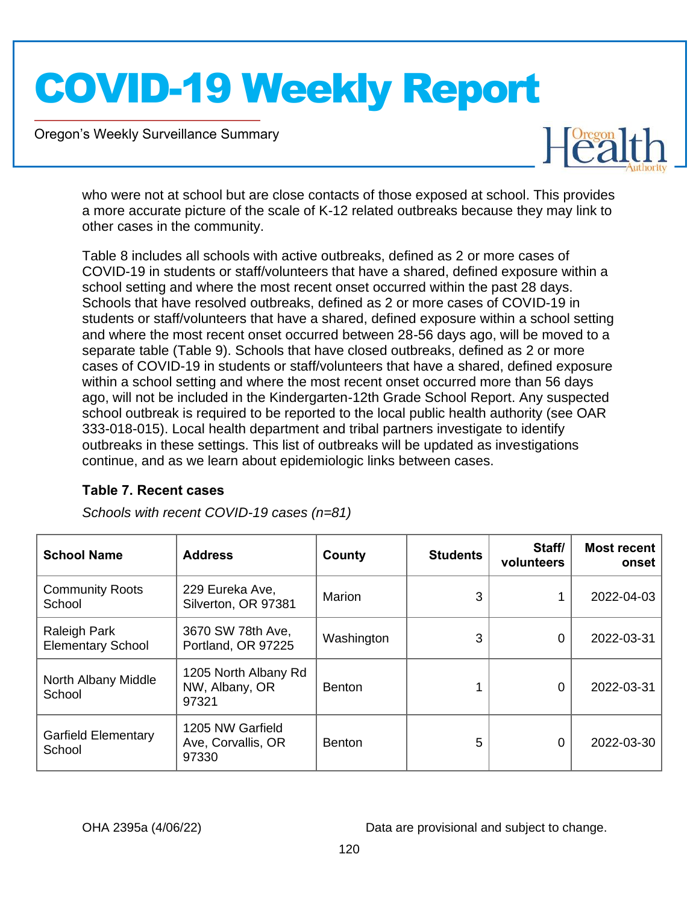who were not at school but are close contacts of those exposed at school. This provides a more accurate picture of the scale of K-12 related outbreaks because they may link to other cases in the community.

Table 8 includes all schools with active outbreaks, defined as 2 or more cases of COVID-19 in students or staff/volunteers that have a shared, defined exposure within a school setting and where the most recent onset occurred within the past 28 days. Schools that have resolved outbreaks, defined as 2 or more cases of COVID-19 in students or staff/volunteers that have a shared, defined exposure within a school setting and where the most recent onset occurred between 28-56 days ago, will be moved to a separate table (Table 9). Schools that have closed outbreaks, defined as 2 or more cases of COVID-19 in students or staff/volunteers that have a shared, defined exposure within a school setting and where the most recent onset occurred more than 56 days ago, will not be included in the Kindergarten-12th Grade School Report. Any suspected school outbreak is required to be reported to the local public health authority (see OAR 333-018-015). Local health department and tribal partners investigate to identify outbreaks in these settings. This list of outbreaks will be updated as investigations continue, and as we learn about epidemiologic links between cases.

### Table 7. Recent cases

*Schools with recent COVID-19 cases (n=81)*

| School Name | Address | County | Students | Staff/ volunteers | Most recent onset |
|---|---|---|---|---|---|
| Community Roots School | 229 Eureka Ave, Silverton, OR 97381 | Marion | 3 | 1 | 2022-04-03 |
| Raleigh Park Elementary School | 3670 SW 78th Ave, Portland, OR 97225 | Washington | 3 | 0 | 2022-03-31 |
| North Albany Middle School | 1205 North Albany Rd NW, Albany, OR 97321 | Benton | 1 | 0 | 2022-03-31 |
| Garfield Elementary School | 1205 NW Garfield Ave, Corvallis, OR 97330 | Benton | 5 | 0 | 2022-03-30 |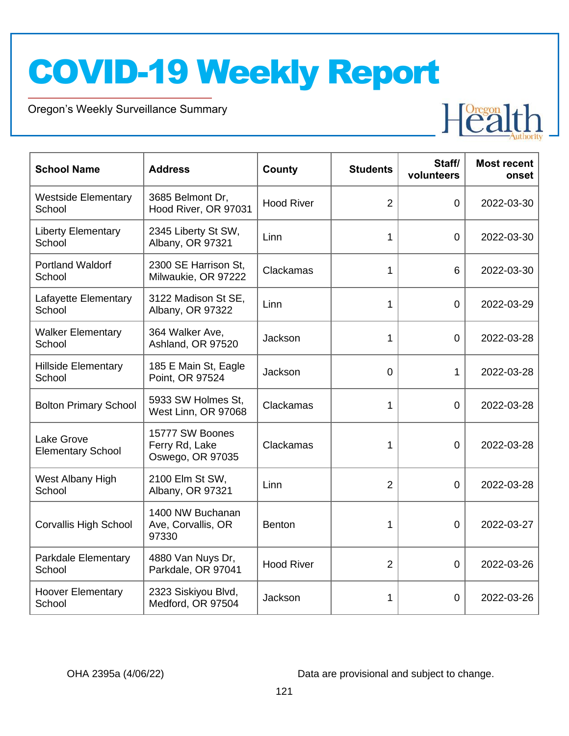# COVID-19 Weekly Report

Oregon's Weekly Surveillance Summary

| School Name | Address | County | Students | Staff/ volunteers | Most recent onset |
|---|---|---|---|---|---|
| Westside Elementary School | 3685 Belmont Dr, Hood River, OR 97031 | Hood River | 2 | 0 | 2022-03-30 |
| Liberty Elementary School | 2345 Liberty St SW, Albany, OR 97321 | Linn | 1 | 0 | 2022-03-30 |
| Portland Waldorf School | 2300 SE Harrison St, Milwaukie, OR 97222 | Clackamas | 1 | 6 | 2022-03-30 |
| Lafayette Elementary School | 3122 Madison St SE, Albany, OR 97322 | Linn | 1 | 0 | 2022-03-29 |
| Walker Elementary School | 364 Walker Ave, Ashland, OR 97520 | Jackson | 1 | 0 | 2022-03-28 |
| Hillside Elementary School | 185 E Main St, Eagle Point, OR 97524 | Jackson | 0 | 1 | 2022-03-28 |
| Bolton Primary School | 5933 SW Holmes St, West Linn, OR 97068 | Clackamas | 1 | 0 | 2022-03-28 |
| Lake Grove Elementary School | 15777 SW Boones Ferry Rd, Lake Oswego, OR 97035 | Clackamas | 1 | 0 | 2022-03-28 |
| West Albany High School | 2100 Elm St SW, Albany, OR 97321 | Linn | 2 | 0 | 2022-03-28 |
| Corvallis High School | 1400 NW Buchanan Ave, Corvallis, OR 97330 | Benton | 1 | 0 | 2022-03-27 |
| Parkdale Elementary School | 4880 Van Nuys Dr, Parkdale, OR 97041 | Hood River | 2 | 0 | 2022-03-26 |
| Hoover Elementary School | 2323 Siskiyou Blvd, Medford, OR 97504 | Jackson | 1 | 0 | 2022-03-26 |

OHA 2395a (4/06/22) Data are provisional and subject to change.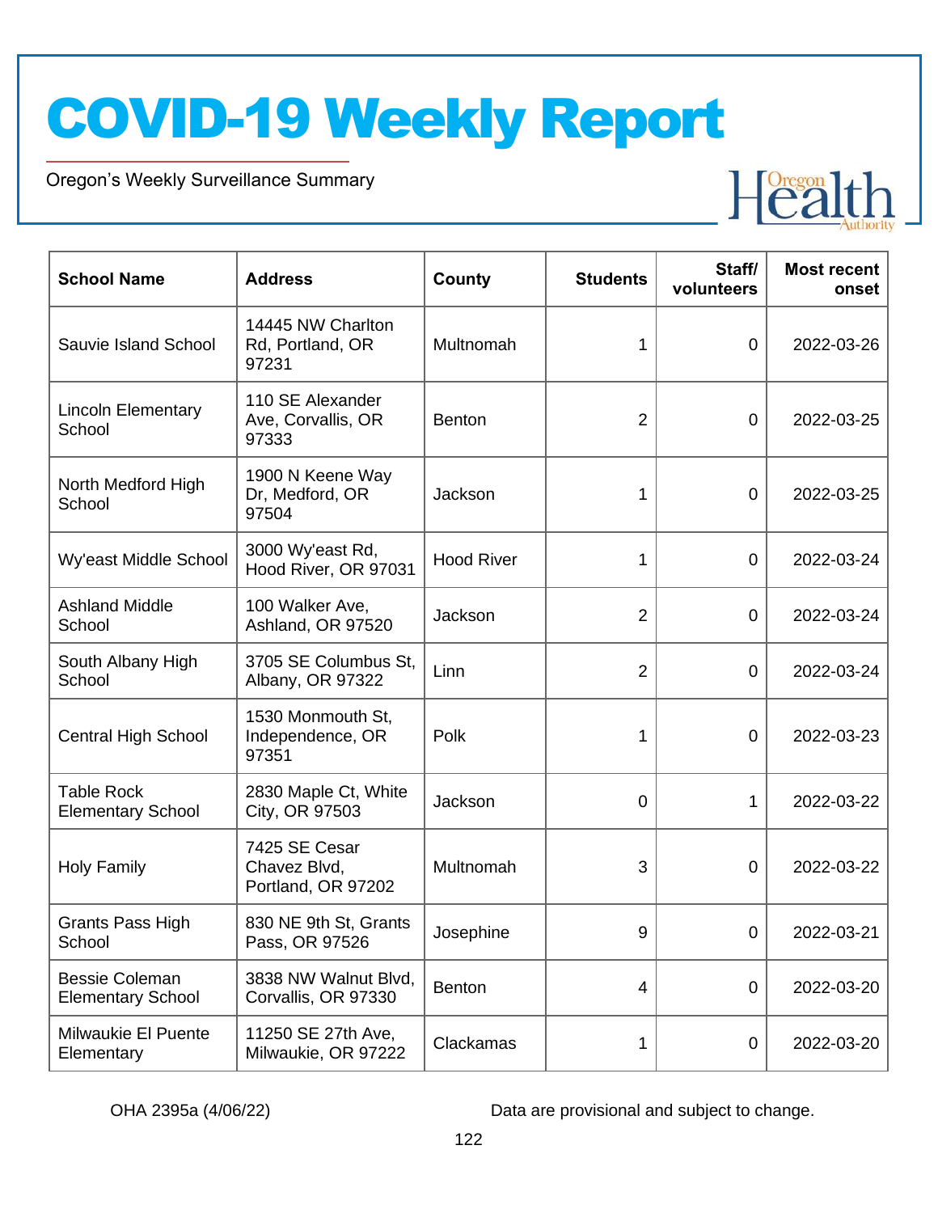# COVID-19 Weekly Report

Oregon's Weekly Surveillance Summary

| School Name | Address | County | Students | Staff/ volunteers | Most recent onset |
|---|---|---|---|---|---|
| Sauvie Island School | 14445 NW Charlton Rd, Portland, OR 97231 | Multnomah | 1 | 0 | 2022-03-26 |
| Lincoln Elementary School | 110 SE Alexander Ave, Corvallis, OR 97333 | Benton | 2 | 0 | 2022-03-25 |
| North Medford High School | 1900 N Keene Way Dr, Medford, OR 97504 | Jackson | 1 | 0 | 2022-03-25 |
| Wy'east Middle School | 3000 Wy'east Rd, Hood River, OR 97031 | Hood River | 1 | 0 | 2022-03-24 |
| Ashland Middle School | 100 Walker Ave, Ashland, OR 97520 | Jackson | 2 | 0 | 2022-03-24 |
| South Albany High School | 3705 SE Columbus St, Albany, OR 97322 | Linn | 2 | 0 | 2022-03-24 |
| Central High School | 1530 Monmouth St, Independence, OR 97351 | Polk | 1 | 0 | 2022-03-23 |
| Table Rock Elementary School | 2830 Maple Ct, White City, OR 97503 | Jackson | 0 | 1 | 2022-03-22 |
| Holy Family | 7425 SE Cesar Chavez Blvd, Portland, OR 97202 | Multnomah | 3 | 0 | 2022-03-22 |
| Grants Pass High School | 830 NE 9th St, Grants Pass, OR 97526 | Josephine | 9 | 0 | 2022-03-21 |
| Bessie Coleman Elementary School | 3838 NW Walnut Blvd, Corvallis, OR 97330 | Benton | 4 | 0 | 2022-03-20 |
| Milwaukie El Puente Elementary | 11250 SE 27th Ave, Milwaukie, OR 97222 | Clackamas | 1 | 0 | 2022-03-20 |

OHA 2395a (4/06/22) Data are provisional and subject to change.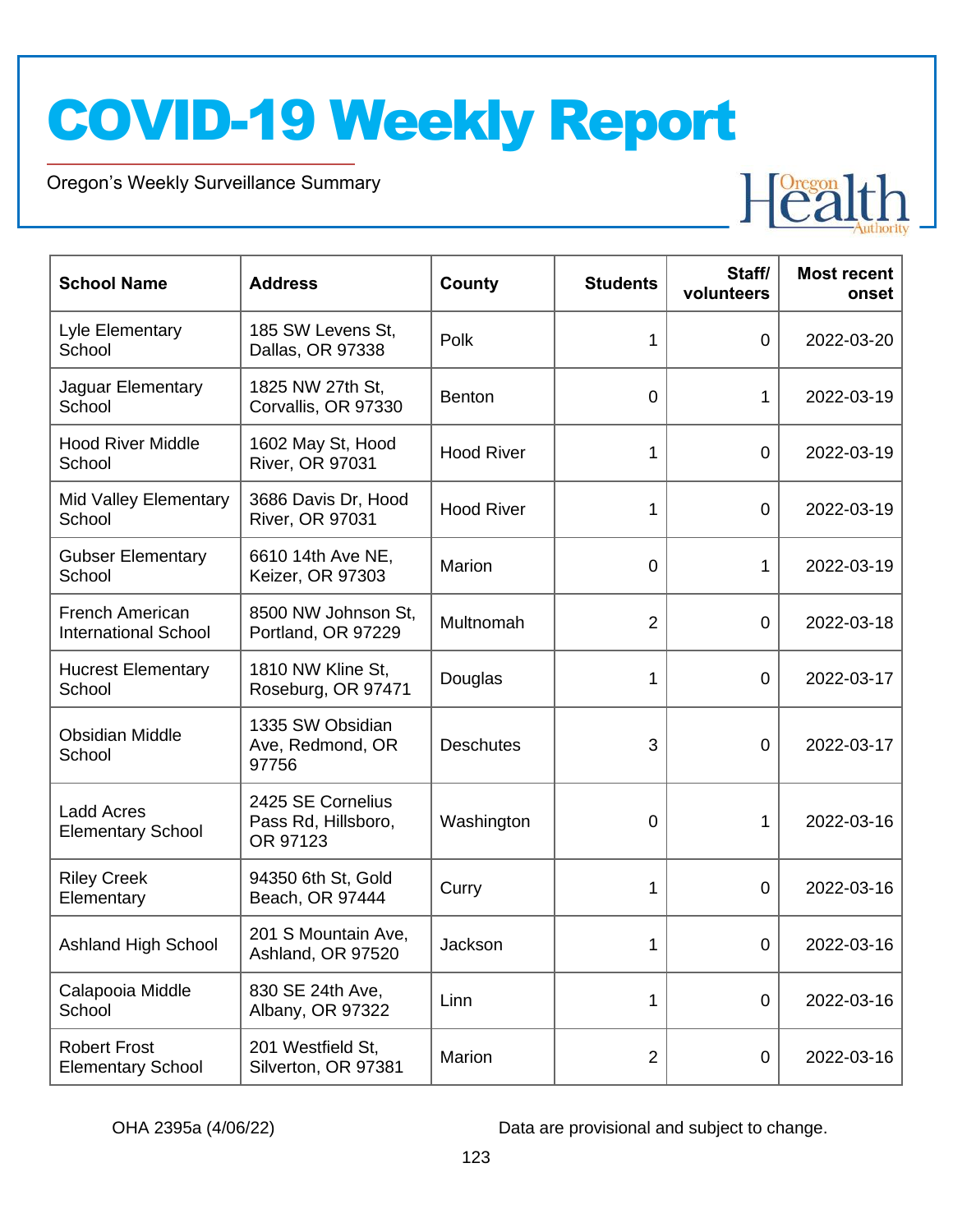# COVID-19 Weekly Report

Oregon's Weekly Surveillance Summary

| School Name | Address | County | Students | Staff/ volunteers | Most recent onset |
|---|---|---|---|---|---|
| Lyle Elementary School | 185 SW Levens St, Dallas, OR 97338 | Polk | 1 | 0 | 2022-03-20 |
| Jaguar Elementary School | 1825 NW 27th St, Corvallis, OR 97330 | Benton | 0 | 1 | 2022-03-19 |
| Hood River Middle School | 1602 May St, Hood River, OR 97031 | Hood River | 1 | 0 | 2022-03-19 |
| Mid Valley Elementary School | 3686 Davis Dr, Hood River, OR 97031 | Hood River | 1 | 0 | 2022-03-19 |
| Gubser Elementary School | 6610 14th Ave NE, Keizer, OR 97303 | Marion | 0 | 1 | 2022-03-19 |
| French American International School | 8500 NW Johnson St, Portland, OR 97229 | Multnomah | 2 | 0 | 2022-03-18 |
| Hucrest Elementary School | 1810 NW Kline St, Roseburg, OR 97471 | Douglas | 1 | 0 | 2022-03-17 |
| Obsidian Middle School | 1335 SW Obsidian Ave, Redmond, OR 97756 | Deschutes | 3 | 0 | 2022-03-17 |
| Ladd Acres Elementary School | 2425 SE Cornelius Pass Rd, Hillsboro, OR 97123 | Washington | 0 | 1 | 2022-03-16 |
| Riley Creek Elementary | 94350 6th St, Gold Beach, OR 97444 | Curry | 1 | 0 | 2022-03-16 |
| Ashland High School | 201 S Mountain Ave, Ashland, OR 97520 | Jackson | 1 | 0 | 2022-03-16 |
| Calapooia Middle School | 830 SE 24th Ave, Albany, OR 97322 | Linn | 1 | 0 | 2022-03-16 |
| Robert Frost Elementary School | 201 Westfield St, Silverton, OR 97381 | Marion | 2 | 0 | 2022-03-16 |

OHA 2395a (4/06/22)

Data are provisional and subject to change.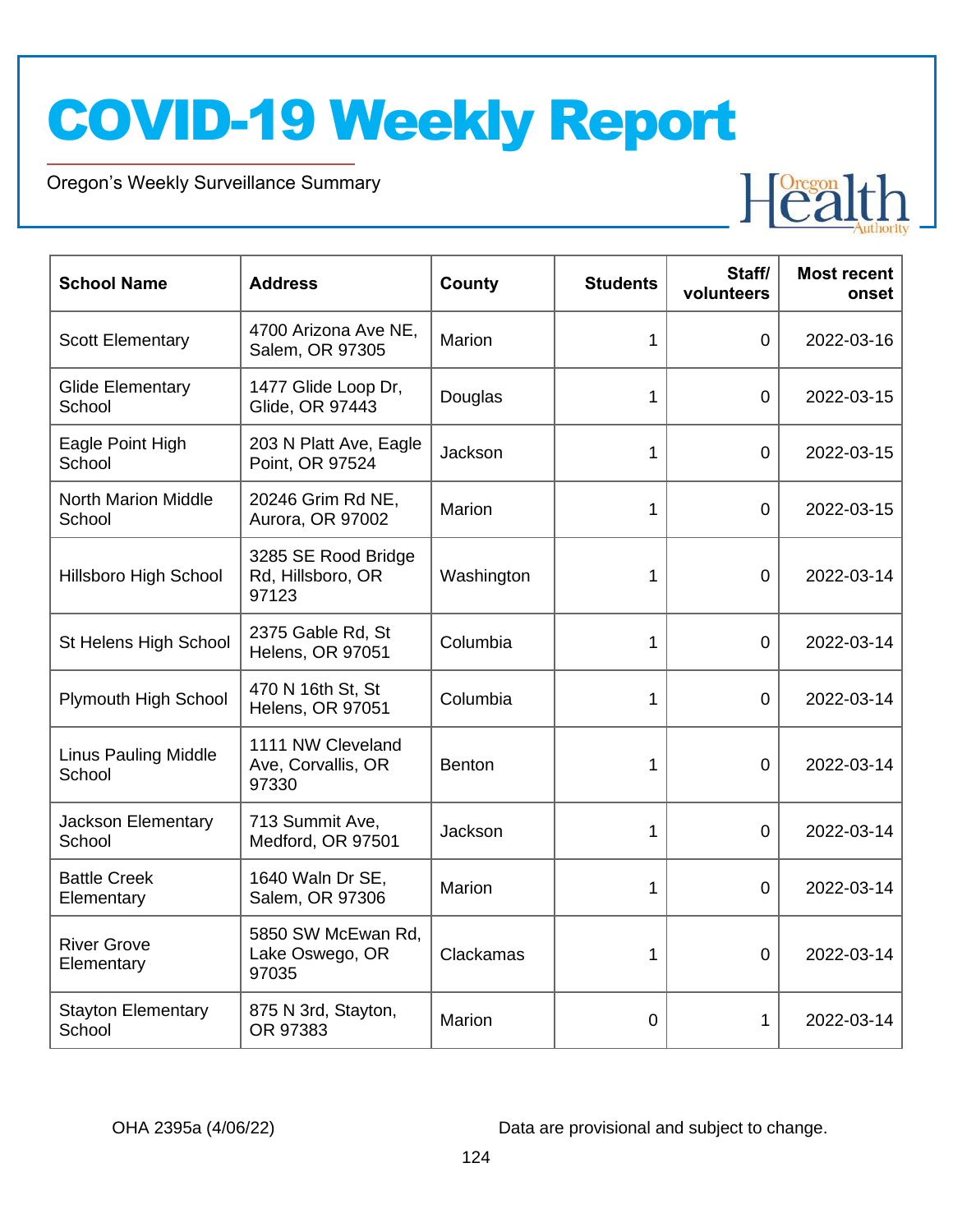# COVID-19 Weekly Report

Oregon's Weekly Surveillance Summary

| School Name | Address | County | Students | Staff/ volunteers | Most recent onset |
|---|---|---|---|---|---|
| Scott Elementary | 4700 Arizona Ave NE, Salem, OR 97305 | Marion | 1 | 0 | 2022-03-16 |
| Glide Elementary School | 1477 Glide Loop Dr, Glide, OR 97443 | Douglas | 1 | 0 | 2022-03-15 |
| Eagle Point High School | 203 N Platt Ave, Eagle Point, OR 97524 | Jackson | 1 | 0 | 2022-03-15 |
| North Marion Middle School | 20246 Grim Rd NE, Aurora, OR 97002 | Marion | 1 | 0 | 2022-03-15 |
| Hillsboro High School | 3285 SE Rood Bridge Rd, Hillsboro, OR 97123 | Washington | 1 | 0 | 2022-03-14 |
| St Helens High School | 2375 Gable Rd, St Helens, OR 97051 | Columbia | 1 | 0 | 2022-03-14 |
| Plymouth High School | 470 N 16th St, St Helens, OR 97051 | Columbia | 1 | 0 | 2022-03-14 |
| Linus Pauling Middle School | 1111 NW Cleveland Ave, Corvallis, OR 97330 | Benton | 1 | 0 | 2022-03-14 |
| Jackson Elementary School | 713 Summit Ave, Medford, OR 97501 | Jackson | 1 | 0 | 2022-03-14 |
| Battle Creek Elementary | 1640 Waln Dr SE, Salem, OR 97306 | Marion | 1 | 0 | 2022-03-14 |
| River Grove Elementary | 5850 SW McEwan Rd, Lake Oswego, OR 97035 | Clackamas | 1 | 0 | 2022-03-14 |
| Stayton Elementary School | 875 N 3rd, Stayton, OR 97383 | Marion | 0 | 1 | 2022-03-14 |

OHA 2395a (4/06/22)

Data are provisional and subject to change.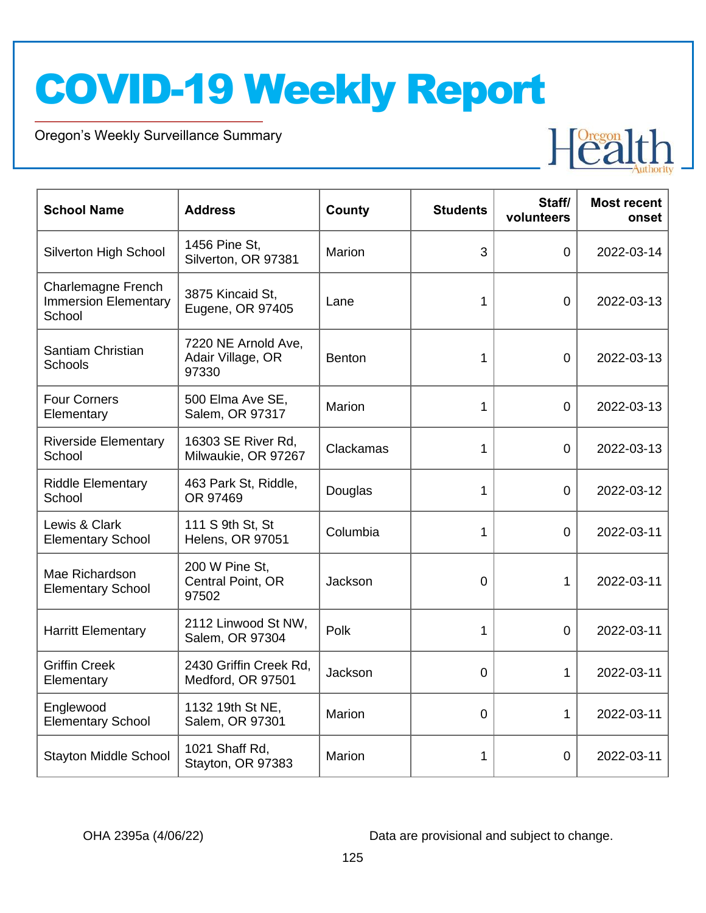| School Name | Address | County | Students | Staff/ volunteers | Most recent onset |
|---|---|---|---|---|---|
| Silverton High School | 1456 Pine St, Silverton, OR 97381 | Marion | 3 | 0 | 2022-03-14 |
| Charlemagne French Immersion Elementary School | 3875 Kincaid St, Eugene, OR 97405 | Lane | 1 | 0 | 2022-03-13 |
| Santiam Christian Schools | 7220 NE Arnold Ave, Adair Village, OR 97330 | Benton | 1 | 0 | 2022-03-13 |
| Four Corners Elementary | 500 Elma Ave SE, Salem, OR 97317 | Marion | 1 | 0 | 2022-03-13 |
| Riverside Elementary School | 16303 SE River Rd, Milwaukie, OR 97267 | Clackamas | 1 | 0 | 2022-03-13 |
| Riddle Elementary School | 463 Park St, Riddle, OR 97469 | Douglas | 1 | 0 | 2022-03-12 |
| Lewis & Clark Elementary School | 111 S 9th St, St Helens, OR 97051 | Columbia | 1 | 0 | 2022-03-11 |
| Mae Richardson Elementary School | 200 W Pine St, Central Point, OR 97502 | Jackson | 0 | 1 | 2022-03-11 |
| Harritt Elementary | 2112 Linwood St NW, Salem, OR 97304 | Polk | 1 | 0 | 2022-03-11 |
| Griffin Creek Elementary | 2430 Griffin Creek Rd, Medford, OR 97501 | Jackson | 0 | 1 | 2022-03-11 |
| Englewood Elementary School | 1132 19th St NE, Salem, OR 97301 | Marion | 0 | 1 | 2022-03-11 |
| Stayton Middle School | 1021 Shaff Rd, Stayton, OR 97383 | Marion | 1 | 0 | 2022-03-11 |

OHA 2395a (4/06/22)

Data are provisional and subject to change.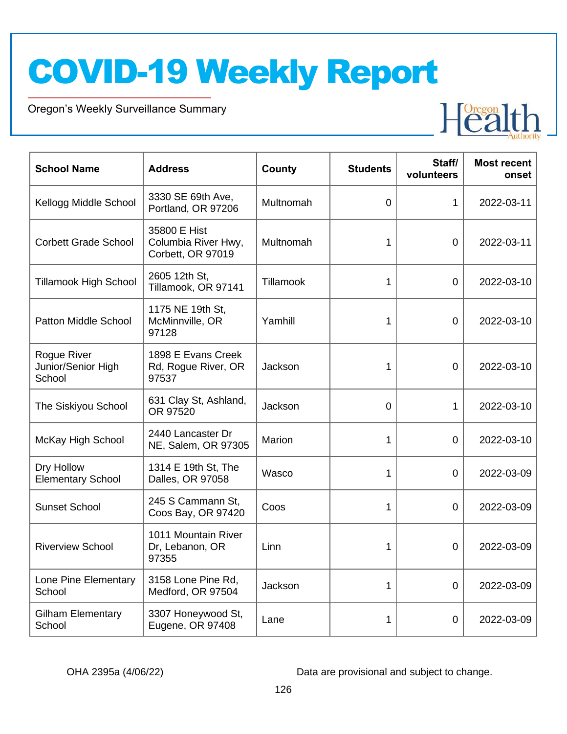# COVID-19 Weekly Report

Oregon's Weekly Surveillance Summary

| School Name | Address | County | Students | Staff/ volunteers | Most recent onset |
|---|---|---|---|---|---|
| Kellogg Middle School | 3330 SE 69th Ave, Portland, OR 97206 | Multnomah | 0 | 1 | 2022-03-11 |
| Corbett Grade School | 35800 E Hist Columbia River Hwy, Corbett, OR 97019 | Multnomah | 1 | 0 | 2022-03-11 |
| Tillamook High School | 2605 12th St, Tillamook, OR 97141 | Tillamook | 1 | 0 | 2022-03-10 |
| Patton Middle School | 1175 NE 19th St, McMinnville, OR 97128 | Yamhill | 1 | 0 | 2022-03-10 |
| Rogue River Junior/Senior High School | 1898 E Evans Creek Rd, Rogue River, OR 97537 | Jackson | 1 | 0 | 2022-03-10 |
| The Siskiyou School | 631 Clay St, Ashland, OR 97520 | Jackson | 0 | 1 | 2022-03-10 |
| McKay High School | 2440 Lancaster Dr NE, Salem, OR 97305 | Marion | 1 | 0 | 2022-03-10 |
| Dry Hollow Elementary School | 1314 E 19th St, The Dalles, OR 97058 | Wasco | 1 | 0 | 2022-03-09 |
| Sunset School | 245 S Cammann St, Coos Bay, OR 97420 | Coos | 1 | 0 | 2022-03-09 |
| Riverview School | 1011 Mountain River Dr, Lebanon, OR 97355 | Linn | 1 | 0 | 2022-03-09 |
| Lone Pine Elementary School | 3158 Lone Pine Rd, Medford, OR 97504 | Jackson | 1 | 0 | 2022-03-09 |
| Gilham Elementary School | 3307 Honeywood St, Eugene, OR 97408 | Lane | 1 | 0 | 2022-03-09 |

OHA 2395a (4/06/22) Data are provisional and subject to change.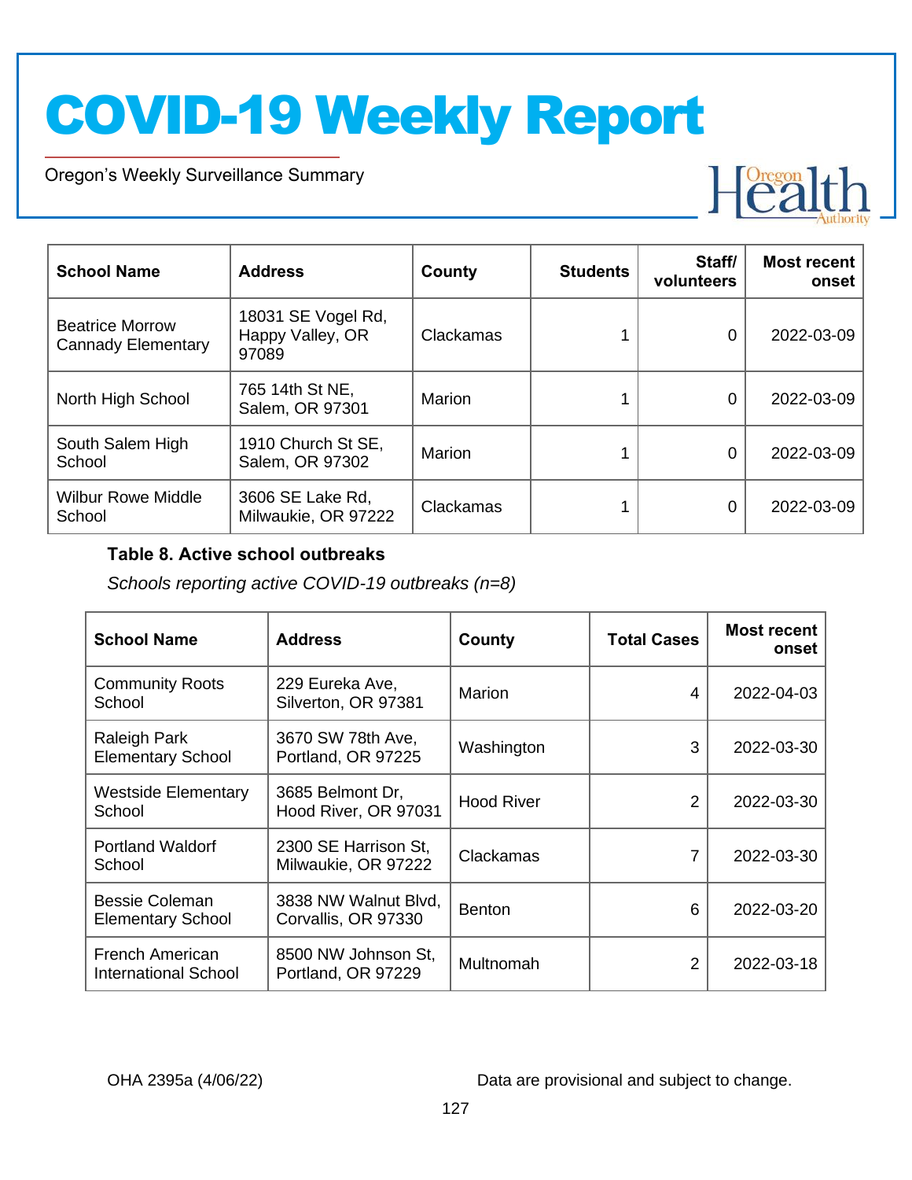| School Name | Address | County | Students | Staff/ volunteers | Most recent onset |
|---|---|---|---|---|---|
| Beatrice Morrow Cannady Elementary | 18031 SE Vogel Rd, Happy Valley, OR 97089 | Clackamas | 1 | 0 | 2022-03-09 |
| North High School | 765 14th St NE, Salem, OR 97301 | Marion | 1 | 0 | 2022-03-09 |
| South Salem High School | 1910 Church St SE, Salem, OR 97302 | Marion | 1 | 0 | 2022-03-09 |
| Wilbur Rowe Middle School | 3606 SE Lake Rd, Milwaukie, OR 97222 | Clackamas | 1 | 0 | 2022-03-09 |

**Table 8. Active school outbreaks**

*Schools reporting active COVID-19 outbreaks (n=8)*

| School Name | Address | County | Total Cases | Most recent onset |
|---|---|---|---|---|
| Community Roots School | 229 Eureka Ave, Silverton, OR 97381 | Marion | 4 | 2022-04-03 |
| Raleigh Park Elementary School | 3670 SW 78th Ave, Portland, OR 97225 | Washington | 3 | 2022-03-30 |
| Westside Elementary School | 3685 Belmont Dr, Hood River, OR 97031 | Hood River | 2 | 2022-03-30 |
| Portland Waldorf School | 2300 SE Harrison St, Milwaukie, OR 97222 | Clackamas | 7 | 2022-03-30 |
| Bessie Coleman Elementary School | 3838 NW Walnut Blvd, Corvallis, OR 97330 | Benton | 6 | 2022-03-20 |
| French American International School | 8500 NW Johnson St, Portland, OR 97229 | Multnomah | 2 | 2022-03-18 |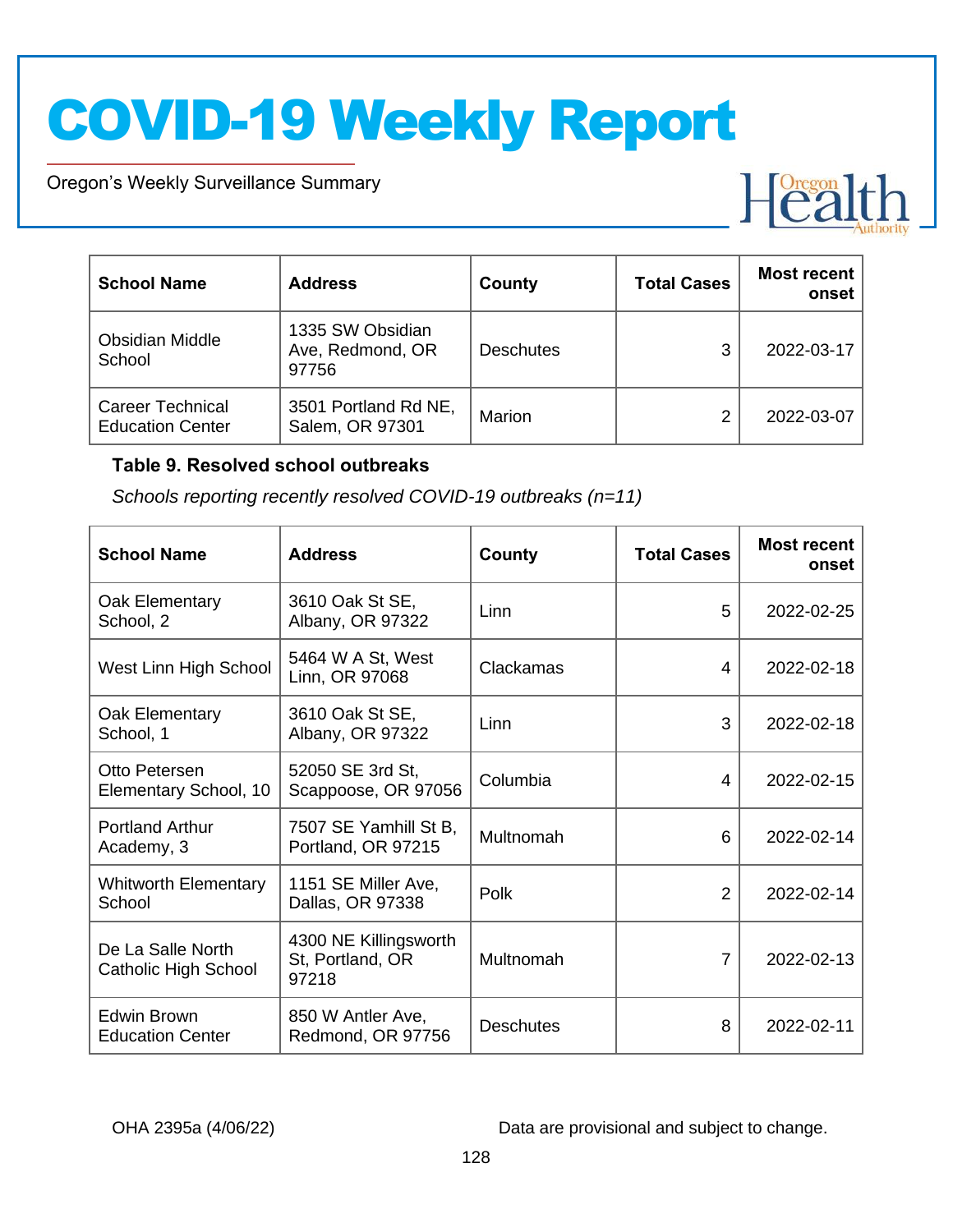| School Name | Address | County | Total Cases | Most recent onset |
|---|---|---|---|---|
| Obsidian Middle School | 1335 SW Obsidian Ave, Redmond, OR 97756 | Deschutes | 3 | 2022-03-17 |
| Career Technical Education Center | 3501 Portland Rd NE, Salem, OR 97301 | Marion | 2 | 2022-03-07 |

**Table 9. Resolved school outbreaks**

*Schools reporting recently resolved COVID-19 outbreaks (n=11)*

| School Name | Address | County | Total Cases | Most recent onset |
|---|---|---|---|---|
| Oak Elementary School, 2 | 3610 Oak St SE, Albany, OR 97322 | Linn | 5 | 2022-02-25 |
| West Linn High School | 5464 W A St, West Linn, OR 97068 | Clackamas | 4 | 2022-02-18 |
| Oak Elementary School, 1 | 3610 Oak St SE, Albany, OR 97322 | Linn | 3 | 2022-02-18 |
| Otto Petersen Elementary School, 10 | 52050 SE 3rd St, Scappoose, OR 97056 | Columbia | 4 | 2022-02-15 |
| Portland Arthur Academy, 3 | 7507 SE Yamhill St B, Portland, OR 97215 | Multnomah | 6 | 2022-02-14 |
| Whitworth Elementary School | 1151 SE Miller Ave, Dallas, OR 97338 | Polk | 2 | 2022-02-14 |
| De La Salle North Catholic High School | 4300 NE Killingsworth St, Portland, OR 97218 | Multnomah | 7 | 2022-02-13 |
| Edwin Brown Education Center | 850 W Antler Ave, Redmond, OR 97756 | Deschutes | 8 | 2022-02-11 |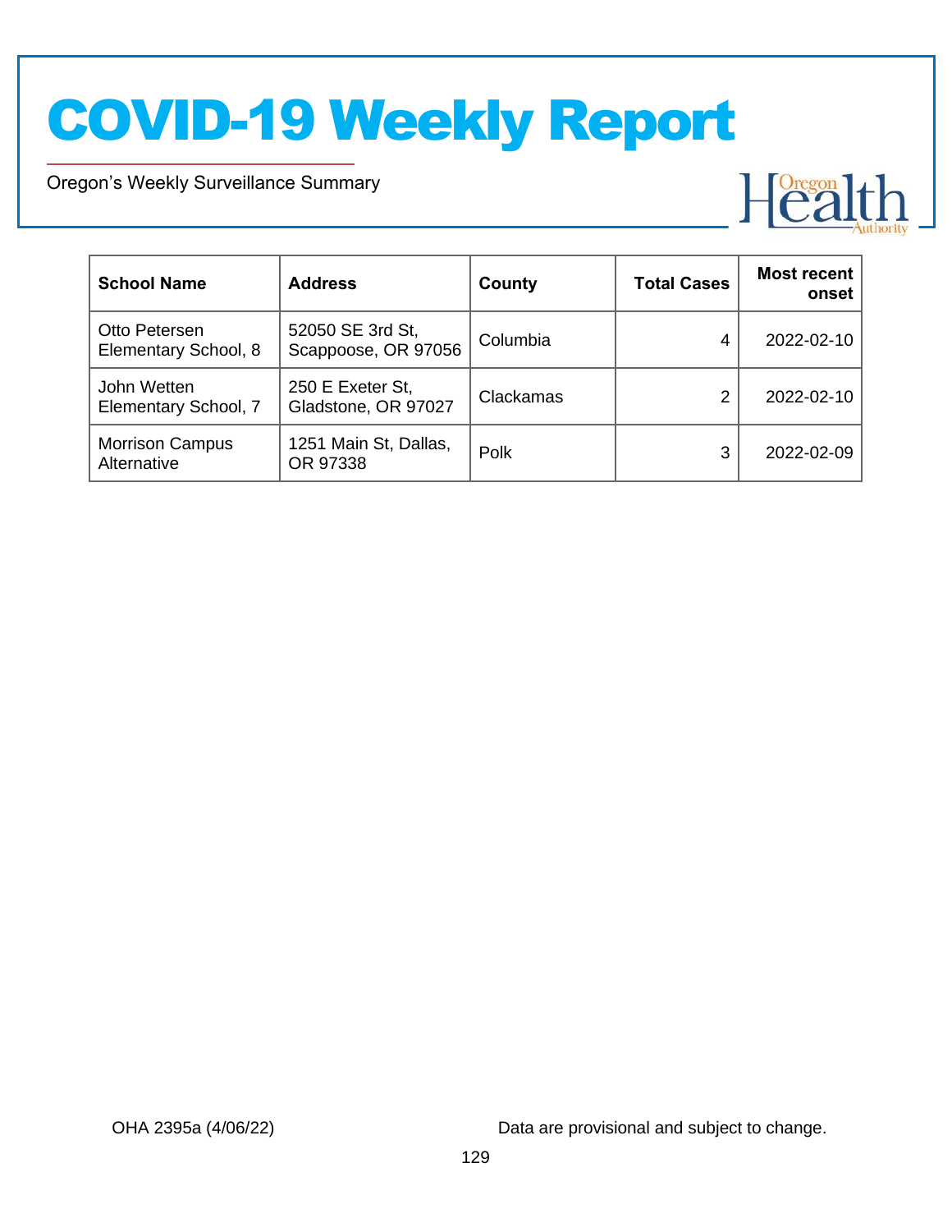| School Name | Address | County | Total Cases | Most recent onset |
|---|---|---|---|---|
| Otto Petersen Elementary School, 8 | 52050 SE 3rd St, Scappoose, OR 97056 | Columbia | 4 | 2022-02-10 |
| John Wetten Elementary School, 7 | 250 E Exeter St, Gladstone, OR 97027 | Clackamas | 2 | 2022-02-10 |
| Morrison Campus Alternative | 1251 Main St, Dallas, OR 97338 | Polk | 3 | 2022-02-09 |